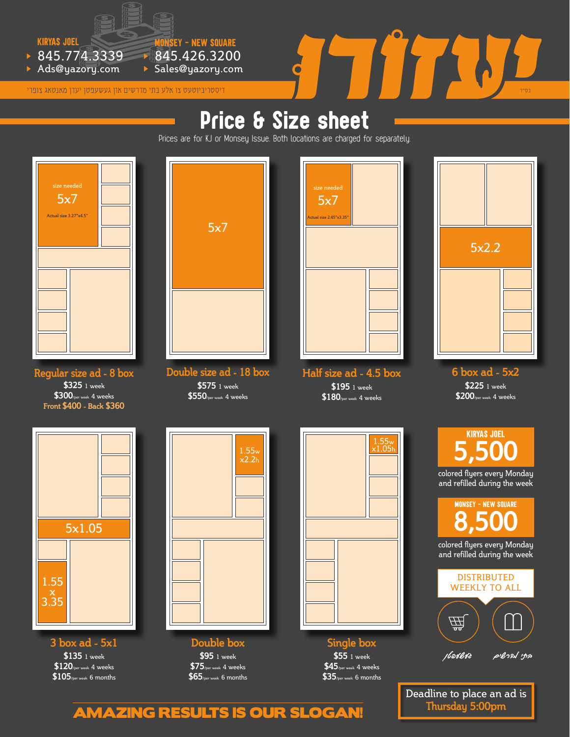**KIRYAS JOEL**

- 845.774.3339
- Ads@yazory.com

**MONSEY - NEW SQUARE**

- 845.426.3200
- Sales@yazory.com

# יעזורו

בס"ד

דיסטריביוטעט צו אלע בתי מדרשים און געשעפטן יעדן מאנטאג צופרי

## Price & Size sheet

Prices are for KJ or Monsey Issue. Both locations are charged for separately.

**Regular size ad - 8 box**
size needed 5x7 — Actual size 3.27"x4.5"
$325 1 week
$300/per week 4 weeks
Front $400 - Back $360

**Double size ad - 18 box**
5x7
$575 1 week
$550/per week 4 weeks

**Half size ad - 4.5 box**
size needed 5x7 — Actual size 2.45"x3.35"
$195 1 week
$180/per week 4 weeks

**6 box ad - 5x2**
5x2.2
$225 1 week
$200/per week 4 weeks

**3 box ad - 5x1**
5x1.05 / 1.55 x 3.35
$135 1 week
$120/per week 4 weeks
$105/per week 6 months

**Double box**
1.55w x2.2h
$95 1 week
$75/per week 4 weeks
$65/per week 6 months

**Single box**
1.55w x1.05h
$55 1 week
$45/per week 4 weeks
$35/per week 6 months

**KIRYAS JOEL**
**5,500**
colored flyers every Monday and refilled during the week

**MONSEY - NEW SQUARE**
**8,500**
colored flyers every Monday and refilled during the week

DISTRIBUTED WEEKLY TO ALL

געשעפטן — בתי מדרשים

**AMAZING RESULTS IS OUR SLOGAN!**

Deadline to place an ad is **Thursday 5:00pm**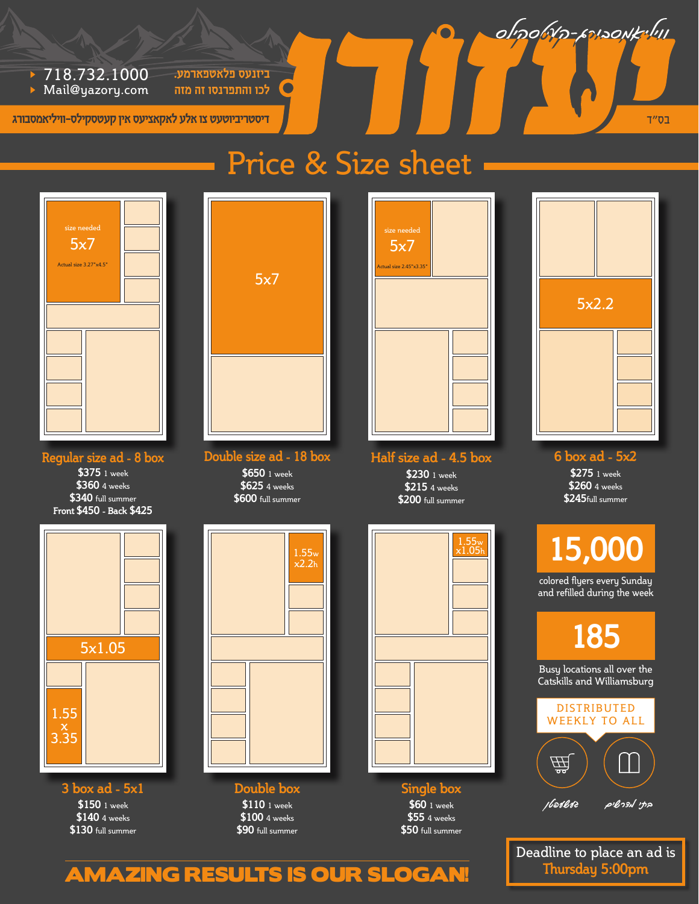וויליאמסבורג-קעטסקילס

# יעזורו

בס"ד

- 718.732.1000
- Mail@yazory.com

ביזנעס פלאטפארמע.
לכו והתפרנסו זה מזה

דיסטריביוטעט צו אלע לאקאציעס אין קעטסקילס-וויליאמסבורג

## Price & Size sheet

size needed
5x7
Actual size 3.27"x4.5"

**Regular size ad - 8 box**
**$375** 1 week
**$360** 4 weeks
**$340** full summer
**Front $450 - Back $425**

5x7

**Double size ad - 18 box**
**$650** 1 week
**$625** 4 weeks
**$600** full summer

size needed
5x7
Actual size 2.45"x3.35"

**Half size ad - 4.5 box**
**$230** 1 week
**$215** 4 weeks
**$200** full summer

5x2.2

**6 box ad - 5x2**
**$275** 1 week
**$260** 4 weeks
**$245** full summer

5x1.05
1.55 x 3.35

**3 box ad - 5x1**
**$150** 1 week
**$140** 4 weeks
**$130** full summer

1.55w x2.2h

**Double box**
**$110** 1 week
**$100** 4 weeks
**$90** full summer

1.55w x1.05h

**Single box**
**$60** 1 week
**$55** 4 weeks
**$50** full summer

**15,000**
colored flyers every Sunday and refilled during the week

**185**
Busy locations all over the Catskills and Williamsburg

DISTRIBUTED WEEKLY TO ALL

גראסעריס    בתי מדרשים

**AMAZING RESULTS IS OUR SLOGAN!**

Deadline to place an ad is
**Thursday 5:00pm**